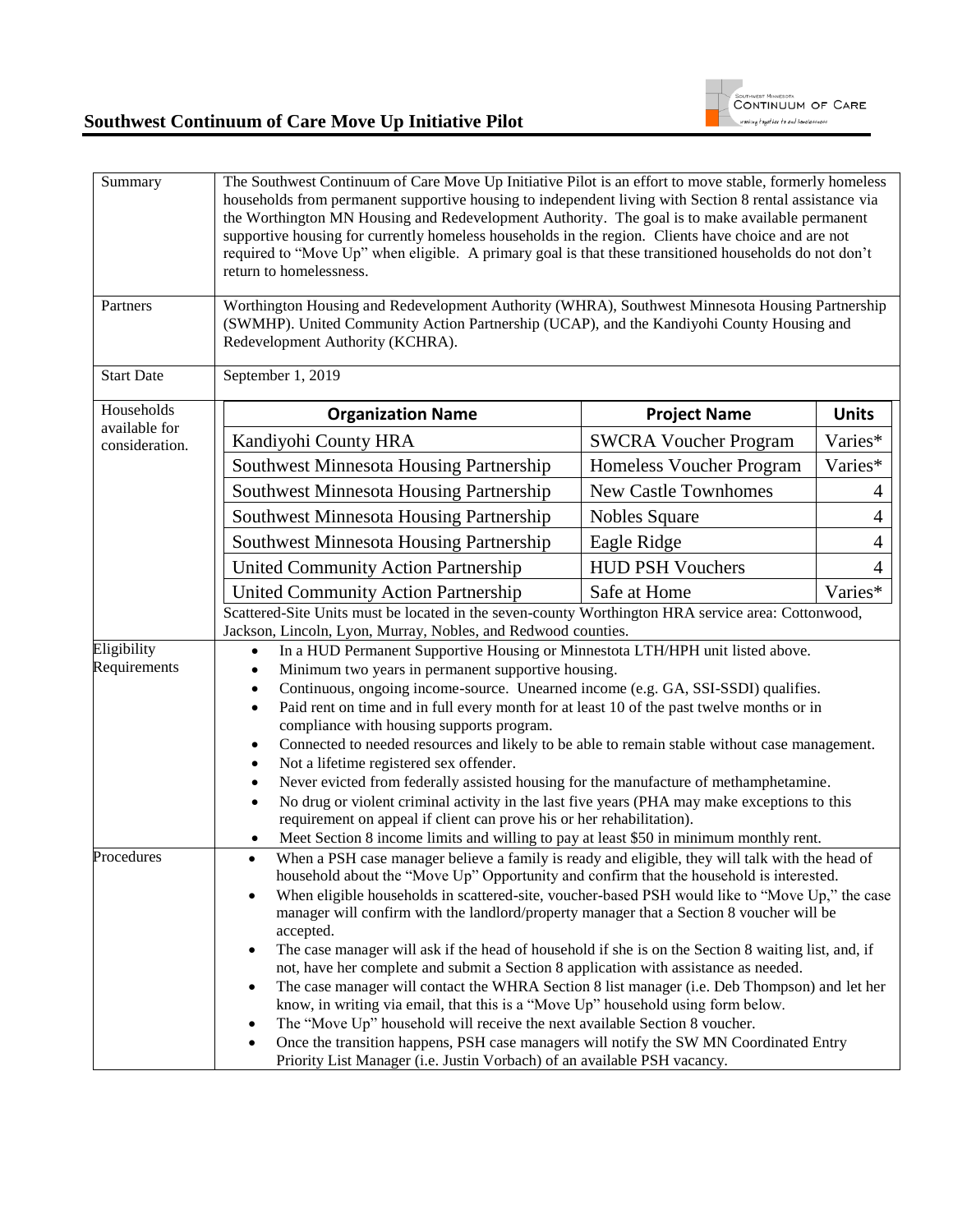# Southwest Continuum of Care Move Up Initiative Pilot

| | |
|---|---|
| Summary | The Southwest Continuum of Care Move Up Initiative Pilot is an effort to move stable, formerly homeless households from permanent supportive housing to independent living with Section 8 rental assistance via the Worthington MN Housing and Redevelopment Authority. The goal is to make available permanent supportive housing for currently homeless households in the region. Clients have choice and are not required to "Move Up" when eligible. A primary goal is that these transitioned households do not don't return to homelessness. |
| Partners | Worthington Housing and Redevelopment Authority (WHRA), Southwest Minnesota Housing Partnership (SWMHP). United Community Action Partnership (UCAP), and the Kandiyohi County Housing and Redevelopment Authority (KCHRA). |
| Start Date | September 1, 2019 |

**Households available for consideration.**

| Organization Name | Project Name | Units |
|---|---|---|
| Kandiyohi County HRA | SWCRA Voucher Program | Varies* |
| Southwest Minnesota Housing Partnership | Homeless Voucher Program | Varies* |
| Southwest Minnesota Housing Partnership | New Castle Townhomes | 4 |
| Southwest Minnesota Housing Partnership | Nobles Square | 4 |
| Southwest Minnesota Housing Partnership | Eagle Ridge | 4 |
| United Community Action Partnership | HUD PSH Vouchers | 4 |
| United Community Action Partnership | Safe at Home | Varies* |

Scattered-Site Units must be located in the seven-county Worthington HRA service area: Cottonwood, Jackson, Lincoln, Lyon, Murray, Nobles, and Redwood counties.

**Eligibility Requirements**

- In a HUD Permanent Supportive Housing or Minnesota LTH/HPH unit listed above.
- Minimum two years in permanent supportive housing.
- Continuous, ongoing income-source. Unearned income (e.g. GA, SSI-SSDI) qualifies.
- Paid rent on time and in full every month for at least 10 of the past twelve months or in compliance with housing supports program.
- Connected to needed resources and likely to be able to remain stable without case management.
- Not a lifetime registered sex offender.
- Never evicted from federally assisted housing for the manufacture of methamphetamine.
- No drug or violent criminal activity in the last five years (PHA may make exceptions to this requirement on appeal if client can prove his or her rehabilitation).
- Meet Section 8 income limits and willing to pay at least $50 in minimum monthly rent.

**Procedures**

- When a PSH case manager believe a family is ready and eligible, they will talk with the head of household about the "Move Up" Opportunity and confirm that the household is interested.
- When eligible households in scattered-site, voucher-based PSH would like to "Move Up," the case manager will confirm with the landlord/property manager that a Section 8 voucher will be accepted.
- The case manager will ask if the head of household if she is on the Section 8 waiting list, and, if not, have her complete and submit a Section 8 application with assistance as needed.
- The case manager will contact the WHRA Section 8 list manager (i.e. Deb Thompson) and let her know, in writing via email, that this is a "Move Up" household using form below.
- The "Move Up" household will receive the next available Section 8 voucher.
- Once the transition happens, PSH case managers will notify the SW MN Coordinated Entry Priority List Manager (i.e. Justin Vorbach) of an available PSH vacancy.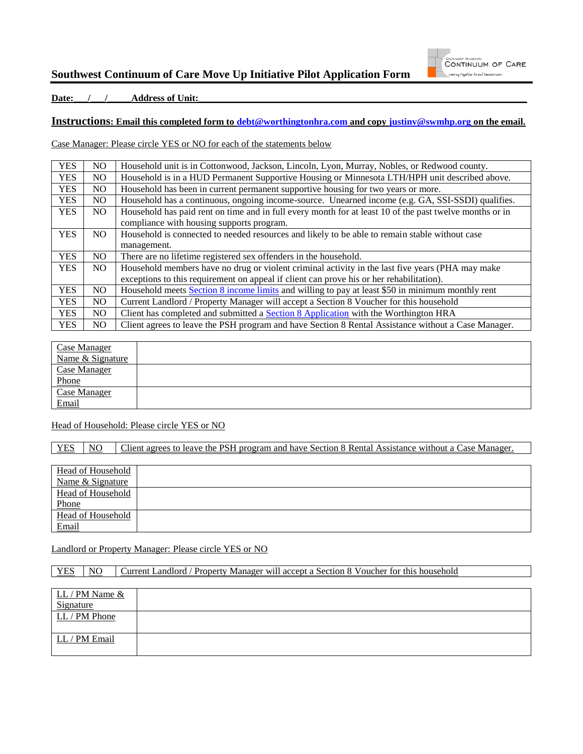## Southwest Continuum of Care Move Up Initiative Pilot Application Form

Southwest Minnesota Continuum of Care — working together to end homelessness

**Date: \_\_\_/\_\_\_/\_\_\_\_\_ Address of Unit:\_\_\_\_\_\_\_\_\_\_\_\_\_\_\_\_\_\_\_\_\_\_\_\_\_\_\_\_\_\_\_\_\_\_\_\_\_\_\_\_\_\_\_\_\_\_\_\_\_\_\_\_\_\_\_\_\_\_\_\_\_\_\_\_\_\_\_\_\_\_\_\_\_\_\_\_\_\_**

**Instructions: Email this completed form to debt@worthingtonhra.com and copy justinv@swmhp.org on the email.**

Case Manager: Please circle YES or NO for each of the statements below

| | | |
|---|---|---|
| YES | NO | Household unit is in Cottonwood, Jackson, Lincoln, Lyon, Murray, Nobles, or Redwood county. |
| YES | NO | Household is in a HUD Permanent Supportive Housing or Minnesota LTH/HPH unit described above. |
| YES | NO | Household has been in current permanent supportive housing for two years or more. |
| YES | NO | Household has a continuous, ongoing income-source. Unearned income (e.g. GA, SSI-SSDI) qualifies. |
| YES | NO | Household has paid rent on time and in full every month for at least 10 of the past twelve months or in compliance with housing supports program. |
| YES | NO | Household is connected to needed resources and likely to be able to remain stable without case management. |
| YES | NO | There are no lifetime registered sex offenders in the household. |
| YES | NO | Household members have no drug or violent criminal activity in the last five years (PHA may make exceptions to this requirement on appeal if client can prove his or her rehabilitation). |
| YES | NO | Household meets Section 8 income limits and willing to pay at least $50 in minimum monthly rent |
| YES | NO | Current Landlord / Property Manager will accept a Section 8 Voucher for this household |
| YES | NO | Client has completed and submitted a Section 8 Application with the Worthington HRA |
| YES | NO | Client agrees to leave the PSH program and have Section 8 Rental Assistance without a Case Manager. |

| | |
|---|---|
| Case Manager Name & Signature | |
| Case Manager Phone | |
| Case Manager Email | |

Head of Household: Please circle YES or NO

| | | |
|---|---|---|
| YES | NO | Client agrees to leave the PSH program and have Section 8 Rental Assistance without a Case Manager. |

| | |
|---|---|
| Head of Household Name & Signature | |
| Head of Household Phone | |
| Head of Household Email | |

Landlord or Property Manager: Please circle YES or NO

| | | |
|---|---|---|
| YES | NO | Current Landlord / Property Manager will accept a Section 8 Voucher for this household |

| | |
|---|---|
| LL / PM Name & Signature | |
| LL / PM Phone | |
| LL / PM Email | |